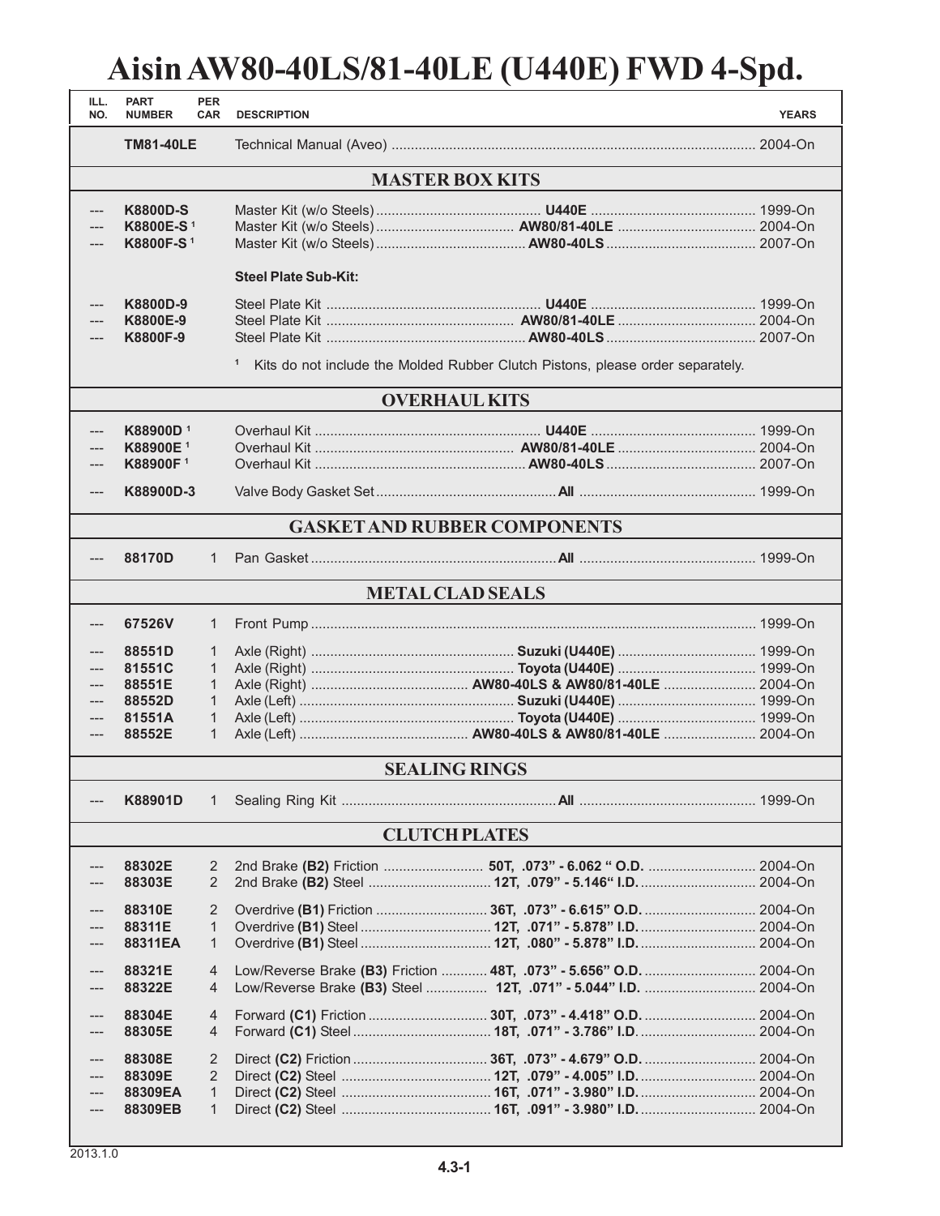# Aisin AW80-40LS/81-40LE (U440E) FWD 4-Spd.

| ILL. NO. | PART NUMBER | PER CAR | DESCRIPTION | | YEARS |
|---|---|---|---|---|---|
| | **TM81-40LE** | | Technical Manual (Aveo) | | 2004-On |
| | | | **MASTER BOX KITS** | | |
| --- | **K8800D-S** | | Master Kit (w/o Steels) | **U440E** | 1999-On |
| --- | **K8800E-S** [1] | | Master Kit (w/o Steels) | **AW80/81-40LE** | 2004-On |
| --- | **K8800F-S** [1] | | Master Kit (w/o Steels) | **AW80-40LS** | 2007-On |
| | | | **Steel Plate Sub-Kit:** | | |
| --- | **K8800D-9** | | Steel Plate Kit | **U440E** | 1999-On |
| --- | **K8800E-9** | | Steel Plate Kit | **AW80/81-40LE** | 2004-On |
| --- | **K8800F-9** | | Steel Plate Kit | **AW80-40LS** | 2007-On |
| | | | [1] Kits do not include the Molded Rubber Clutch Pistons, please order separately. | | |
| | | | **OVERHAUL KITS** | | |
| --- | **K88900D** [1] | | Overhaul Kit | **U440E** | 1999-On |
| --- | **K88900E** [1] | | Overhaul Kit | **AW80/81-40LE** | 2004-On |
| --- | **K88900F** [1] | | Overhaul Kit | **AW80-40LS** | 2007-On |
| --- | **K88900D-3** | | Valve Body Gasket Set | **All** | 1999-On |
| | | | **GASKET AND RUBBER COMPONENTS** | | |
| --- | **88170D** | 1 | Pan Gasket | **All** | 1999-On |
| | | | **METAL CLAD SEALS** | | |
| --- | **67526V** | 1 | Front Pump | | 1999-On |
| --- | **88551D** | 1 | Axle (Right) | **Suzuki (U440E)** | 1999-On |
| --- | **81551C** | 1 | Axle (Right) | **Toyota (U440E)** | 1999-On |
| --- | **88551E** | 1 | Axle (Right) | **AW80-40LS & AW80/81-40LE** | 2004-On |
| --- | **88552D** | 1 | Axle (Left) | **Suzuki (U440E)** | 1999-On |
| --- | **81551A** | 1 | Axle (Left) | **Toyota (U440E)** | 1999-On |
| --- | **88552E** | 1 | Axle (Left) | **AW80-40LS & AW80/81-40LE** | 2004-On |
| | | | **SEALING RINGS** | | |
| --- | **K88901D** | 1 | Sealing Ring Kit | **All** | 1999-On |
| | | | **CLUTCH PLATES** | | |
| --- | **88302E** | 2 | 2nd Brake **(B2)** Friction | **50T, .073" - 6.062 " O.D.** | 2004-On |
| --- | **88303E** | 2 | 2nd Brake **(B2)** Steel | **12T, .079" - 5.146" I.D.** | 2004-On |
| --- | **88310E** | 2 | Overdrive **(B1)** Friction | **36T, .073" - 6.615" O.D.** | 2004-On |
| --- | **88311E** | 1 | Overdrive **(B1)** Steel | **12T, .071" - 5.878" I.D.** | 2004-On |
| --- | **88311EA** | 1 | Overdrive **(B1)** Steel | **12T, .080" - 5.878" I.D.** | 2004-On |
| --- | **88321E** | 4 | Low/Reverse Brake **(B3)** Friction | **48T, .073" - 5.656" O.D.** | 2004-On |
| --- | **88322E** | 4 | Low/Reverse Brake **(B3)** Steel | **12T, .071" - 5.044" I.D.** | 2004-On |
| --- | **88304E** | 4 | Forward **(C1)** Friction | **30T, .073" - 4.418" O.D.** | 2004-On |
| --- | **88305E** | 4 | Forward **(C1)** Steel | **18T, .071" - 3.786" I.D.** | 2004-On |
| --- | **88308E** | 2 | Direct **(C2)** Friction | **36T, .073" - 4.679" O.D.** | 2004-On |
| --- | **88309E** | 2 | Direct **(C2)** Steel | **12T, .079" - 4.005" I.D.** | 2004-On |
| --- | **88309EA** | 1 | Direct **(C2)** Steel | **16T, .071" - 3.980" I.D.** | 2004-On |
| --- | **88309EB** | 1 | Direct **(C2)** Steel | **16T, .091" - 3.980" I.D.** | 2004-On |

2013.1.0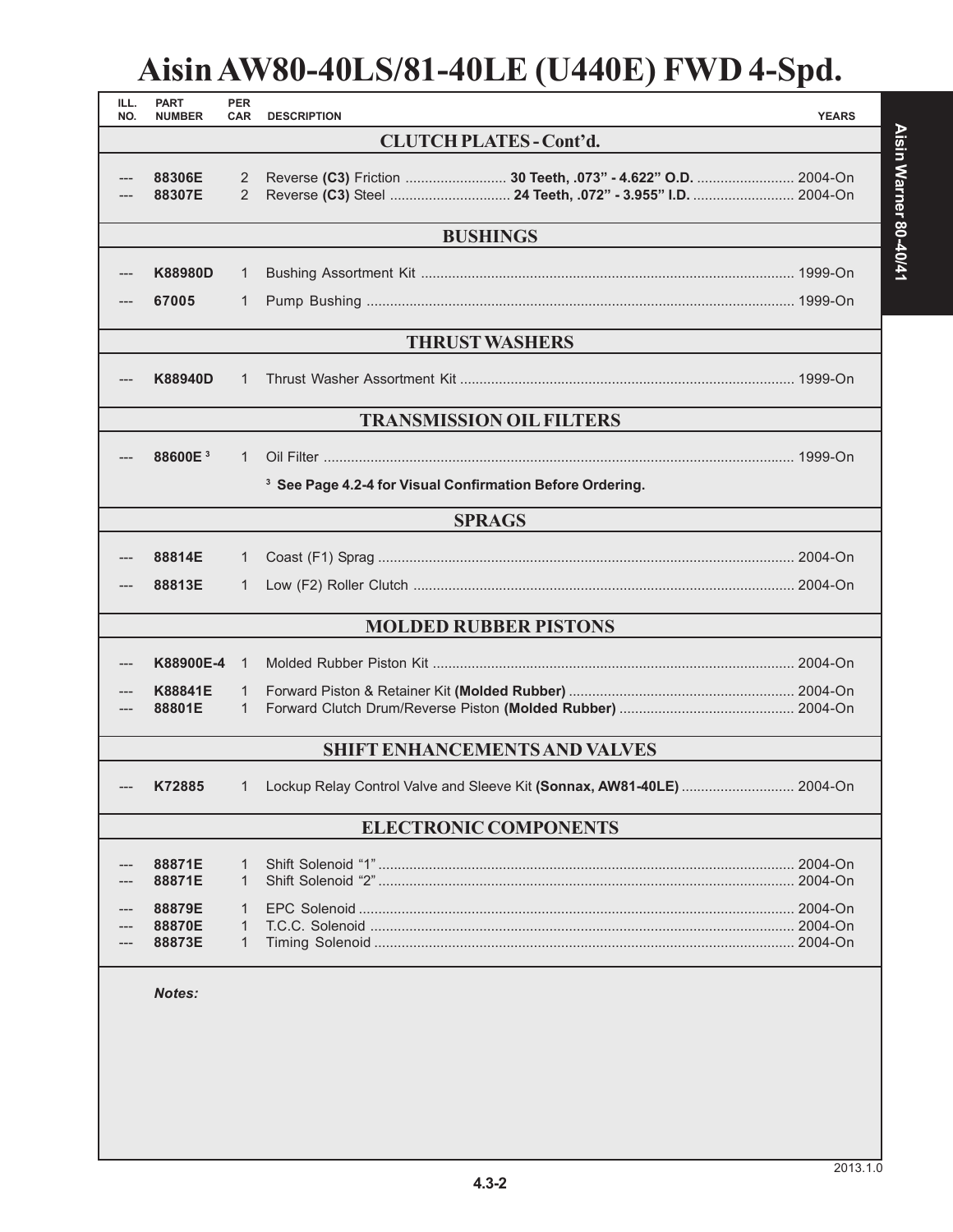# Aisin AW80-40LS/81-40LE (U440E) FWD 4-Spd.

| ILL. NO. | PART NUMBER | PER CAR | DESCRIPTION | YEARS |
|---|---|---|---|---|
| | | | **CLUTCH PLATES - Cont'd.** | |
| --- | **88306E** | 2 | Reverse **(C3)** Friction .......................... **30 Teeth, .073" - 4.622" O.D.** ......................... | 2004-On |
| --- | **88307E** | 2 | Reverse **(C3)** Steel ............................... **24 Teeth, .072" - 3.955" I.D.** .......................... | 2004-On |
| | | | **BUSHINGS** | |
| --- | **K88980D** | 1 | Bushing Assortment Kit .............................................................................................. | 1999-On |
| --- | **67005** | 1 | Pump Bushing ............................................................................................................ | 1999-On |
| | | | **THRUST WASHERS** | |
| --- | **K88940D** | 1 | Thrust Washer Assortment Kit .................................................................................... | 1999-On |
| | | | **TRANSMISSION OIL FILTERS** | |
| --- | **88600E** [3] | 1 | Oil Filter ....................................................................................................................... | 1999-On |
| | | | [3] **See Page 4.2-4 for Visual Confirmation Before Ordering.** | |
| | | | **SPRAGS** | |
| --- | **88814E** | 1 | Coast (F1) Sprag ......................................................................................................... | 2004-On |
| --- | **88813E** | 1 | Low (F2) Roller Clutch ................................................................................................ | 2004-On |
| | | | **MOLDED RUBBER PISTONS** | |
| --- | **K88900E-4** | 1 | Molded Rubber Piston Kit ........................................................................................... | 2004-On |
| --- | **K88841E** | 1 | Forward Piston & Retainer Kit **(Molded Rubber)** ......................................................... | 2004-On |
| --- | **88801E** | 1 | Forward Clutch Drum/Reverse Piston **(Molded Rubber)** ............................................ | 2004-On |
| | | | **SHIFT ENHANCEMENTS AND VALVES** | |
| --- | **K72885** | 1 | Lockup Relay Control Valve and Sleeve Kit **(Sonnax, AW81-40LE)** ............................ | 2004-On |
| | | | **ELECTRONIC COMPONENTS** | |
| --- | **88871E** | 1 | Shift Solenoid "1" ......................................................................................................... | 2004-On |
| --- | **88871E** | 1 | Shift Solenoid "2" ......................................................................................................... | 2004-On |
| --- | **88879E** | 1 | EPC Solenoid .............................................................................................................. | 2004-On |
| --- | **88870E** | 1 | T.C.C. Solenoid ........................................................................................................... | 2004-On |
| --- | **88873E** | 1 | Timing Solenoid .......................................................................................................... | 2004-On |

***Notes:***

2013.1.0